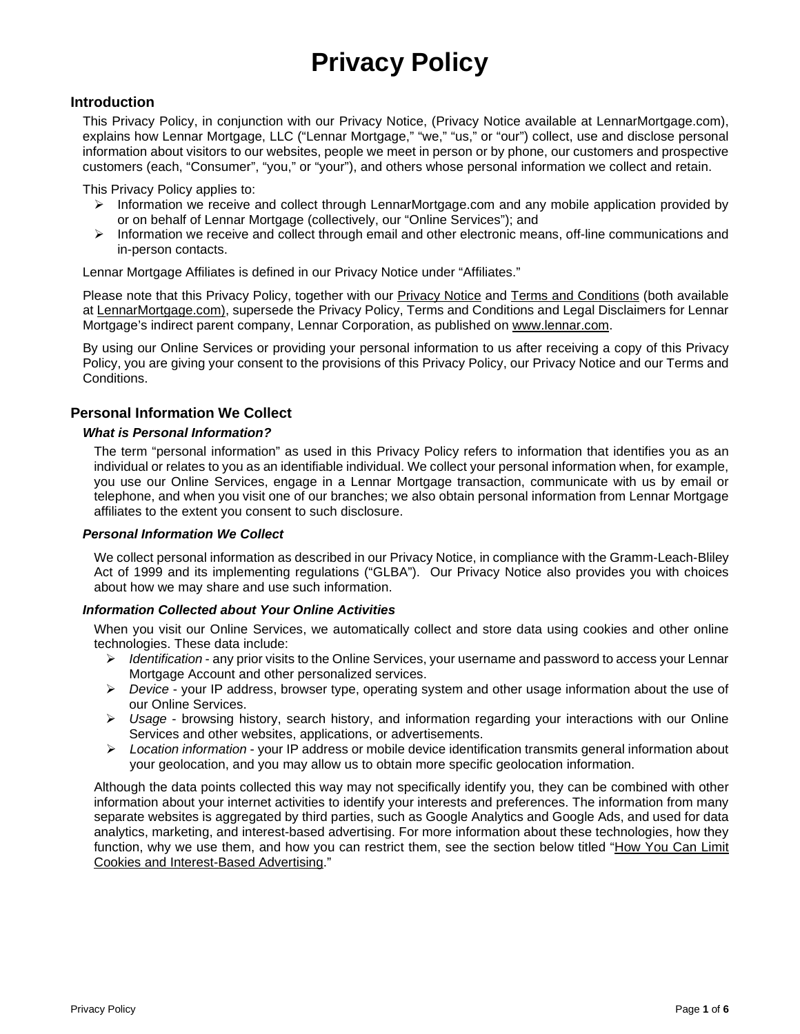# Privacy Policy

## Introduction

This Privacy Policy, in conjunction with our Privacy Notice, (Privacy Notice available at LennarMortgage.com), explains how Lennar Mortgage, LLC ("Lennar Mortgage," "we," "us," or "our") collect, use and disclose personal information about visitors to our websites, people we meet in person or by phone, our customers and prospective customers (each, "Consumer", "you," or "your"), and others whose personal information we collect and retain.

This Privacy Policy applies to:

- Information we receive and collect through LennarMortgage.com and any mobile application provided by or on behalf of Lennar Mortgage (collectively, our "Online Services"); and
- Information we receive and collect through email and other electronic means, off-line communications and in-person contacts.

Lennar Mortgage Affiliates is defined in our Privacy Notice under "Affiliates."

Please note that this Privacy Policy, together with our Privacy Notice and Terms and Conditions (both available at LennarMortgage.com), supersede the Privacy Policy, Terms and Conditions and Legal Disclaimers for Lennar Mortgage's indirect parent company, Lennar Corporation, as published on www.lennar.com.

By using our Online Services or providing your personal information to us after receiving a copy of this Privacy Policy, you are giving your consent to the provisions of this Privacy Policy, our Privacy Notice and our Terms and Conditions.

## Personal Information We Collect

### *What is Personal Information?*

The term "personal information" as used in this Privacy Policy refers to information that identifies you as an individual or relates to you as an identifiable individual. We collect your personal information when, for example, you use our Online Services, engage in a Lennar Mortgage transaction, communicate with us by email or telephone, and when you visit one of our branches; we also obtain personal information from Lennar Mortgage affiliates to the extent you consent to such disclosure.

### *Personal Information We Collect*

We collect personal information as described in our Privacy Notice, in compliance with the Gramm-Leach-Bliley Act of 1999 and its implementing regulations ("GLBA"). Our Privacy Notice also provides you with choices about how we may share and use such information.

### *Information Collected about Your Online Activities*

When you visit our Online Services, we automatically collect and store data using cookies and other online technologies. These data include:

- *Identification* - any prior visits to the Online Services, your username and password to access your Lennar Mortgage Account and other personalized services.
- *Device* - your IP address, browser type, operating system and other usage information about the use of our Online Services.
- *Usage* - browsing history, search history, and information regarding your interactions with our Online Services and other websites, applications, or advertisements.
- *Location information* - your IP address or mobile device identification transmits general information about your geolocation, and you may allow us to obtain more specific geolocation information.

Although the data points collected this way may not specifically identify you, they can be combined with other information about your internet activities to identify your interests and preferences. The information from many separate websites is aggregated by third parties, such as Google Analytics and Google Ads, and used for data analytics, marketing, and interest-based advertising. For more information about these technologies, how they function, why we use them, and how you can restrict them, see the section below titled "How You Can Limit Cookies and Interest-Based Advertising."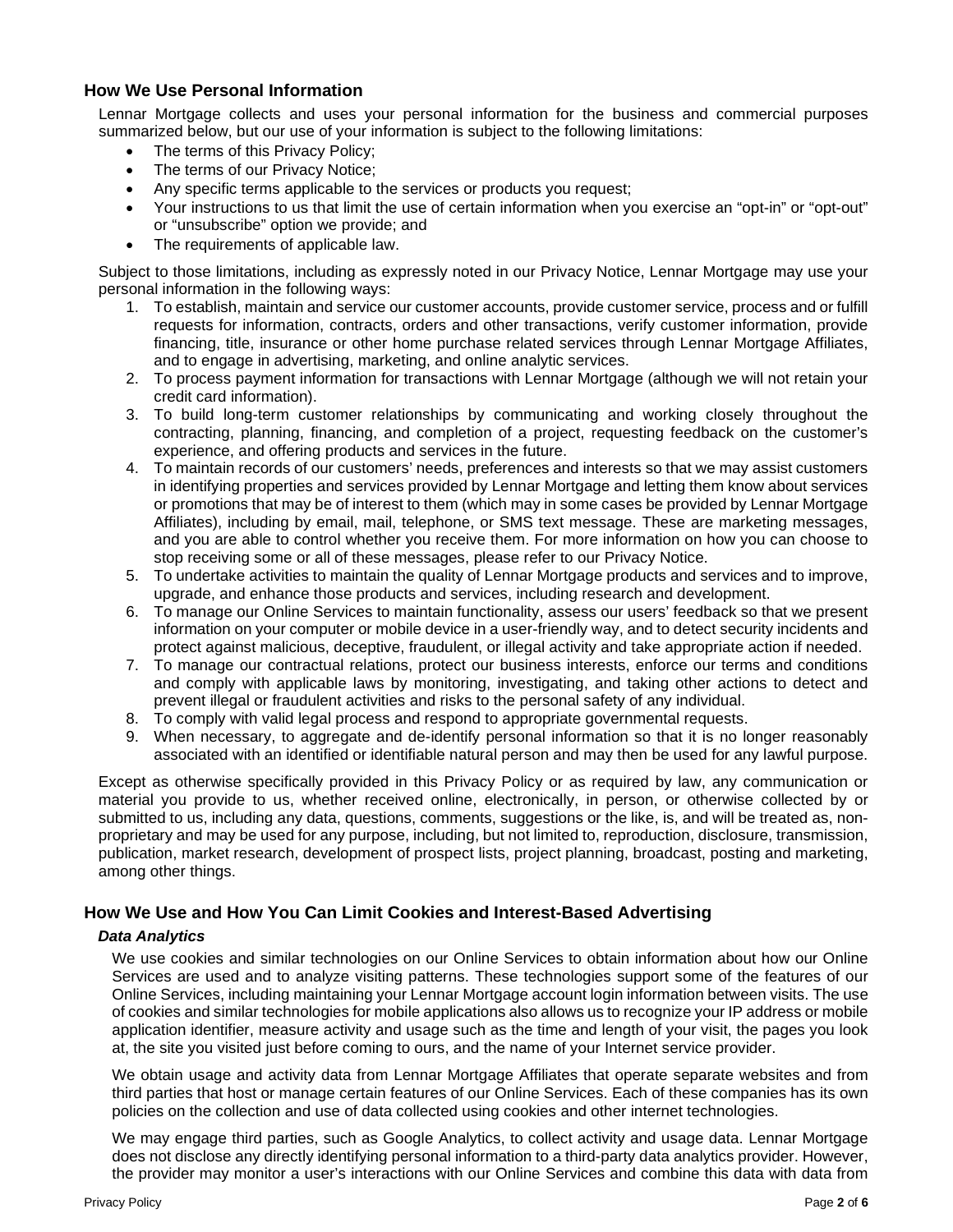## How We Use Personal Information

Lennar Mortgage collects and uses your personal information for the business and commercial purposes summarized below, but our use of your information is subject to the following limitations:

- The terms of this Privacy Policy;
- The terms of our Privacy Notice;
- Any specific terms applicable to the services or products you request;
- Your instructions to us that limit the use of certain information when you exercise an "opt-in" or "opt-out" or "unsubscribe" option we provide; and
- The requirements of applicable law.

Subject to those limitations, including as expressly noted in our Privacy Notice, Lennar Mortgage may use your personal information in the following ways:

1. To establish, maintain and service our customer accounts, provide customer service, process and or fulfill requests for information, contracts, orders and other transactions, verify customer information, provide financing, title, insurance or other home purchase related services through Lennar Mortgage Affiliates, and to engage in advertising, marketing, and online analytic services.
2. To process payment information for transactions with Lennar Mortgage (although we will not retain your credit card information).
3. To build long-term customer relationships by communicating and working closely throughout the contracting, planning, financing, and completion of a project, requesting feedback on the customer's experience, and offering products and services in the future.
4. To maintain records of our customers' needs, preferences and interests so that we may assist customers in identifying properties and services provided by Lennar Mortgage and letting them know about services or promotions that may be of interest to them (which may in some cases be provided by Lennar Mortgage Affiliates), including by email, mail, telephone, or SMS text message. These are marketing messages, and you are able to control whether you receive them. For more information on how you can choose to stop receiving some or all of these messages, please refer to our Privacy Notice.
5. To undertake activities to maintain the quality of Lennar Mortgage products and services and to improve, upgrade, and enhance those products and services, including research and development.
6. To manage our Online Services to maintain functionality, assess our users' feedback so that we present information on your computer or mobile device in a user-friendly way, and to detect security incidents and protect against malicious, deceptive, fraudulent, or illegal activity and take appropriate action if needed.
7. To manage our contractual relations, protect our business interests, enforce our terms and conditions and comply with applicable laws by monitoring, investigating, and taking other actions to detect and prevent illegal or fraudulent activities and risks to the personal safety of any individual.
8. To comply with valid legal process and respond to appropriate governmental requests.
9. When necessary, to aggregate and de-identify personal information so that it is no longer reasonably associated with an identified or identifiable natural person and may then be used for any lawful purpose.

Except as otherwise specifically provided in this Privacy Policy or as required by law, any communication or material you provide to us, whether received online, electronically, in person, or otherwise collected by or submitted to us, including any data, questions, comments, suggestions or the like, is, and will be treated as, non-proprietary and may be used for any purpose, including, but not limited to, reproduction, disclosure, transmission, publication, market research, development of prospect lists, project planning, broadcast, posting and marketing, among other things.

## How We Use and How You Can Limit Cookies and Interest-Based Advertising

### *Data Analytics*

We use cookies and similar technologies on our Online Services to obtain information about how our Online Services are used and to analyze visiting patterns. These technologies support some of the features of our Online Services, including maintaining your Lennar Mortgage account login information between visits. The use of cookies and similar technologies for mobile applications also allows us to recognize your IP address or mobile application identifier, measure activity and usage such as the time and length of your visit, the pages you look at, the site you visited just before coming to ours, and the name of your Internet service provider.

We obtain usage and activity data from Lennar Mortgage Affiliates that operate separate websites and from third parties that host or manage certain features of our Online Services. Each of these companies has its own policies on the collection and use of data collected using cookies and other internet technologies.

We may engage third parties, such as Google Analytics, to collect activity and usage data. Lennar Mortgage does not disclose any directly identifying personal information to a third-party data analytics provider. However, the provider may monitor a user's interactions with our Online Services and combine this data with data from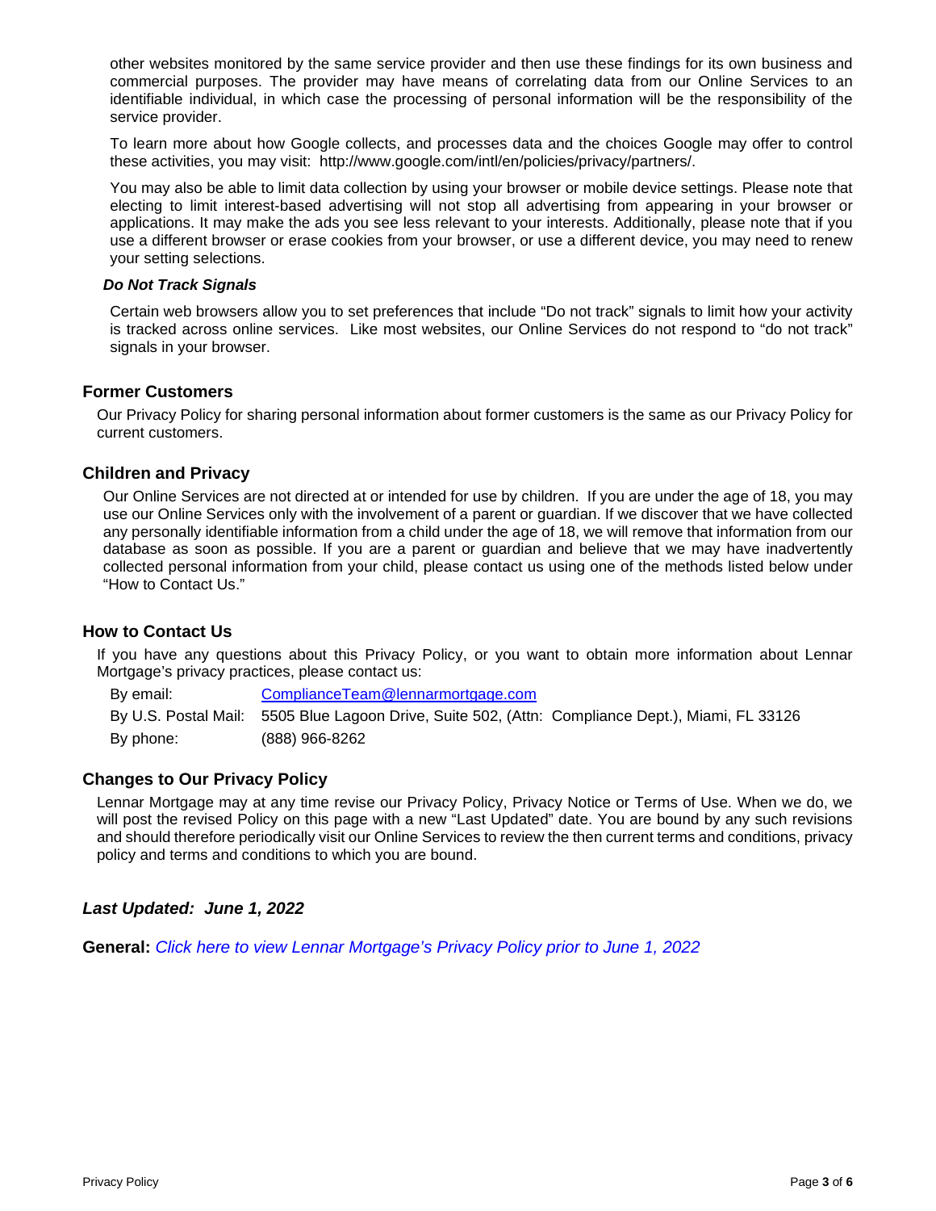other websites monitored by the same service provider and then use these findings for its own business and commercial purposes. The provider may have means of correlating data from our Online Services to an identifiable individual, in which case the processing of personal information will be the responsibility of the service provider.

To learn more about how Google collects, and processes data and the choices Google may offer to control these activities, you may visit: http://www.google.com/intl/en/policies/privacy/partners/.

You may also be able to limit data collection by using your browser or mobile device settings. Please note that electing to limit interest-based advertising will not stop all advertising from appearing in your browser or applications. It may make the ads you see less relevant to your interests. Additionally, please note that if you use a different browser or erase cookies from your browser, or use a different device, you may need to renew your setting selections.

***Do Not Track Signals***

Certain web browsers allow you to set preferences that include "Do not track" signals to limit how your activity is tracked across online services. Like most websites, our Online Services do not respond to "do not track" signals in your browser.

## Former Customers

Our Privacy Policy for sharing personal information about former customers is the same as our Privacy Policy for current customers.

## Children and Privacy

Our Online Services are not directed at or intended for use by children. If you are under the age of 18, you may use our Online Services only with the involvement of a parent or guardian. If we discover that we have collected any personally identifiable information from a child under the age of 18, we will remove that information from our database as soon as possible. If you are a parent or guardian and believe that we may have inadvertently collected personal information from your child, please contact us using one of the methods listed below under "How to Contact Us."

## How to Contact Us

If you have any questions about this Privacy Policy, or you want to obtain more information about Lennar Mortgage's privacy practices, please contact us:

By email: ComplianceTeam@lennarmortgage.com

By U.S. Postal Mail: 5505 Blue Lagoon Drive, Suite 502, (Attn: Compliance Dept.), Miami, FL 33126

By phone: (888) 966-8262

## Changes to Our Privacy Policy

Lennar Mortgage may at any time revise our Privacy Policy, Privacy Notice or Terms of Use. When we do, we will post the revised Policy on this page with a new "Last Updated" date. You are bound by any such revisions and should therefore periodically visit our Online Services to review the then current terms and conditions, privacy policy and terms and conditions to which you are bound.

***Last Updated: June 1, 2022***

**General:** *Click here to view Lennar Mortgage's Privacy Policy prior to June 1, 2022*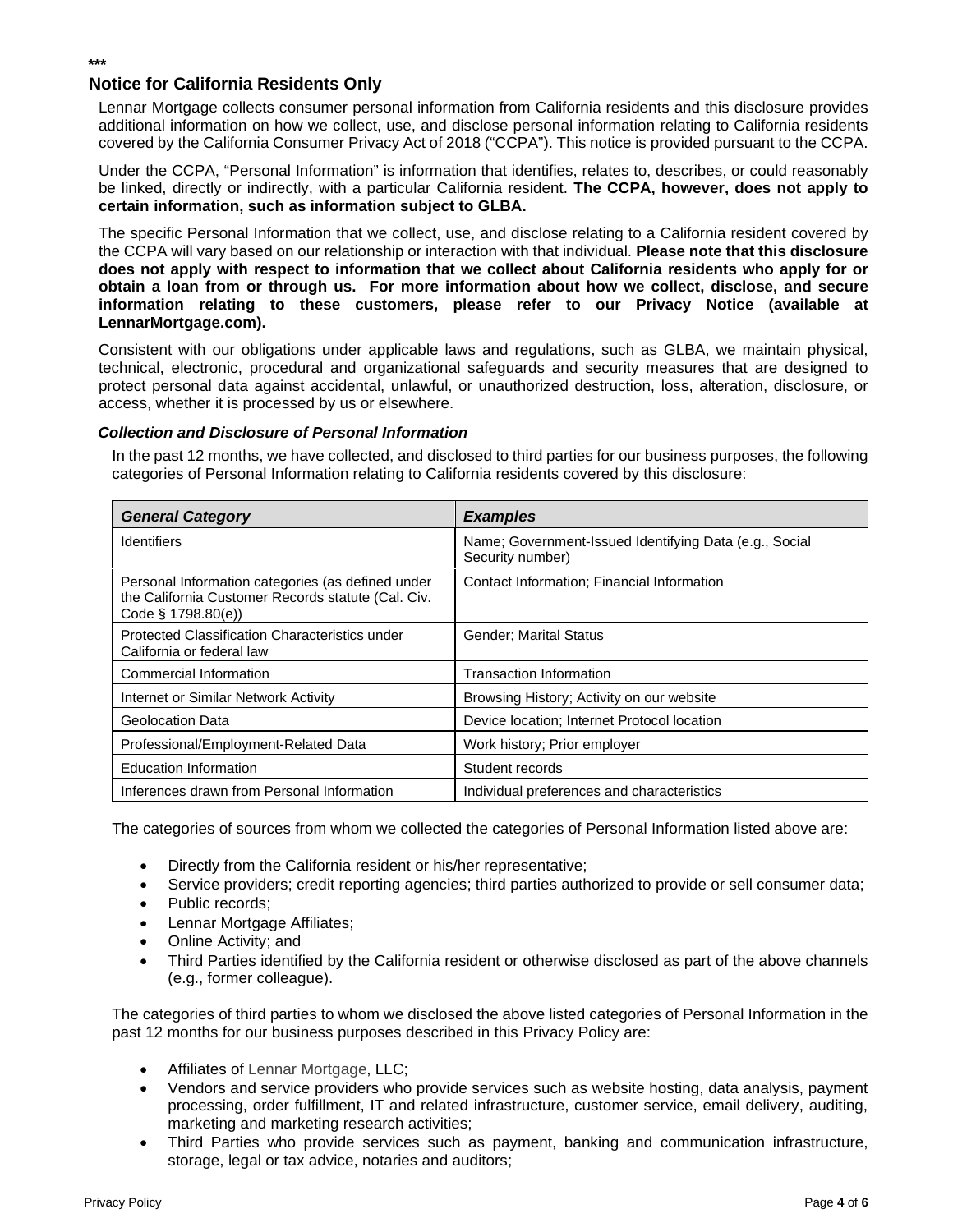\*\*\*

## Notice for California Residents Only

Lennar Mortgage collects consumer personal information from California residents and this disclosure provides additional information on how we collect, use, and disclose personal information relating to California residents covered by the California Consumer Privacy Act of 2018 ("CCPA"). This notice is provided pursuant to the CCPA.

Under the CCPA, "Personal Information" is information that identifies, relates to, describes, or could reasonably be linked, directly or indirectly, with a particular California resident. **The CCPA, however, does not apply to certain information, such as information subject to GLBA.**

The specific Personal Information that we collect, use, and disclose relating to a California resident covered by the CCPA will vary based on our relationship or interaction with that individual. **Please note that this disclosure does not apply with respect to information that we collect about California residents who apply for or obtain a loan from or through us. For more information about how we collect, disclose, and secure information relating to these customers, please refer to our Privacy Notice (available at LennarMortgage.com).**

Consistent with our obligations under applicable laws and regulations, such as GLBA, we maintain physical, technical, electronic, procedural and organizational safeguards and security measures that are designed to protect personal data against accidental, unlawful, or unauthorized destruction, loss, alteration, disclosure, or access, whether it is processed by us or elsewhere.

### *Collection and Disclosure of Personal Information*

In the past 12 months, we have collected, and disclosed to third parties for our business purposes, the following categories of Personal Information relating to California residents covered by this disclosure:

| ***General Category*** | ***Examples*** |
|---|---|
| Identifiers | Name; Government-Issued Identifying Data (e.g., Social Security number) |
| Personal Information categories (as defined under the California Customer Records statute (Cal. Civ. Code § 1798.80(e)) | Contact Information; Financial Information |
| Protected Classification Characteristics under California or federal law | Gender; Marital Status |
| Commercial Information | Transaction Information |
| Internet or Similar Network Activity | Browsing History; Activity on our website |
| Geolocation Data | Device location; Internet Protocol location |
| Professional/Employment-Related Data | Work history; Prior employer |
| Education Information | Student records |
| Inferences drawn from Personal Information | Individual preferences and characteristics |

The categories of sources from whom we collected the categories of Personal Information listed above are:

- Directly from the California resident or his/her representative;
- Service providers; credit reporting agencies; third parties authorized to provide or sell consumer data;
- Public records;
- Lennar Mortgage Affiliates;
- Online Activity; and
- Third Parties identified by the California resident or otherwise disclosed as part of the above channels (e.g., former colleague).

The categories of third parties to whom we disclosed the above listed categories of Personal Information in the past 12 months for our business purposes described in this Privacy Policy are:

- Affiliates of Lennar Mortgage, LLC;
- Vendors and service providers who provide services such as website hosting, data analysis, payment processing, order fulfillment, IT and related infrastructure, customer service, email delivery, auditing, marketing and marketing research activities;
- Third Parties who provide services such as payment, banking and communication infrastructure, storage, legal or tax advice, notaries and auditors;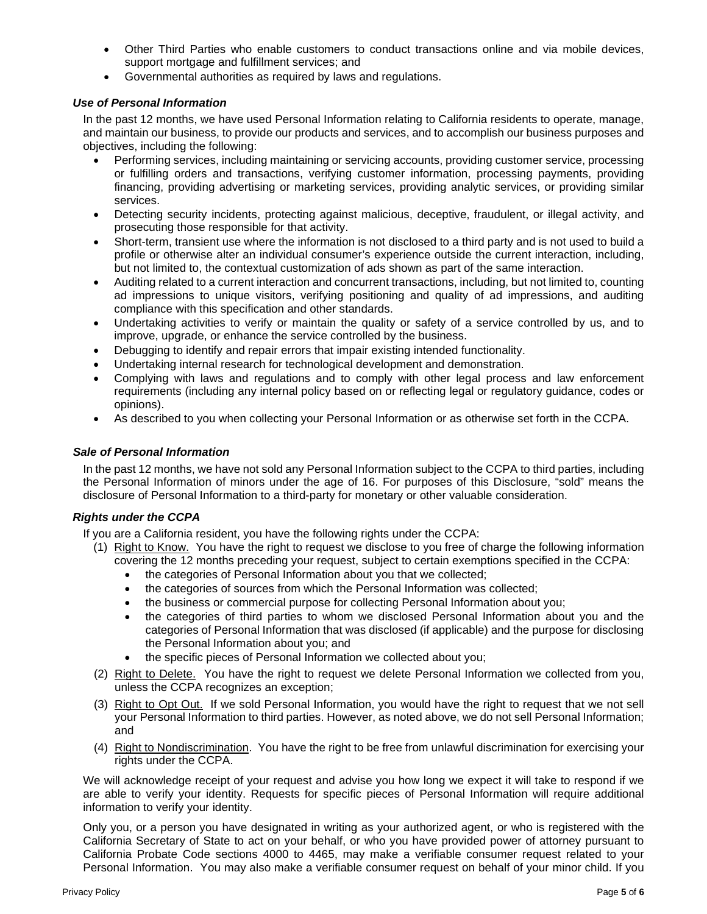- Other Third Parties who enable customers to conduct transactions online and via mobile devices, support mortgage and fulfillment services; and
- Governmental authorities as required by laws and regulations.

### *Use of Personal Information*

In the past 12 months, we have used Personal Information relating to California residents to operate, manage, and maintain our business, to provide our products and services, and to accomplish our business purposes and objectives, including the following:

- Performing services, including maintaining or servicing accounts, providing customer service, processing or fulfilling orders and transactions, verifying customer information, processing payments, providing financing, providing advertising or marketing services, providing analytic services, or providing similar services.
- Detecting security incidents, protecting against malicious, deceptive, fraudulent, or illegal activity, and prosecuting those responsible for that activity.
- Short-term, transient use where the information is not disclosed to a third party and is not used to build a profile or otherwise alter an individual consumer's experience outside the current interaction, including, but not limited to, the contextual customization of ads shown as part of the same interaction.
- Auditing related to a current interaction and concurrent transactions, including, but not limited to, counting ad impressions to unique visitors, verifying positioning and quality of ad impressions, and auditing compliance with this specification and other standards.
- Undertaking activities to verify or maintain the quality or safety of a service controlled by us, and to improve, upgrade, or enhance the service controlled by the business.
- Debugging to identify and repair errors that impair existing intended functionality.
- Undertaking internal research for technological development and demonstration.
- Complying with laws and regulations and to comply with other legal process and law enforcement requirements (including any internal policy based on or reflecting legal or regulatory guidance, codes or opinions).
- As described to you when collecting your Personal Information or as otherwise set forth in the CCPA.

### *Sale of Personal Information*

In the past 12 months, we have not sold any Personal Information subject to the CCPA to third parties, including the Personal Information of minors under the age of 16. For purposes of this Disclosure, "sold" means the disclosure of Personal Information to a third-party for monetary or other valuable consideration.

### *Rights under the CCPA*

If you are a California resident, you have the following rights under the CCPA:

(1) Right to Know. You have the right to request we disclose to you free of charge the following information covering the 12 months preceding your request, subject to certain exemptions specified in the CCPA:
  - the categories of Personal Information about you that we collected;
  - the categories of sources from which the Personal Information was collected;
  - the business or commercial purpose for collecting Personal Information about you;
  - the categories of third parties to whom we disclosed Personal Information about you and the categories of Personal Information that was disclosed (if applicable) and the purpose for disclosing the Personal Information about you; and
  - the specific pieces of Personal Information we collected about you;

(2) Right to Delete. You have the right to request we delete Personal Information we collected from you, unless the CCPA recognizes an exception;

(3) Right to Opt Out. If we sold Personal Information, you would have the right to request that we not sell your Personal Information to third parties. However, as noted above, we do not sell Personal Information; and

(4) Right to Nondiscrimination. You have the right to be free from unlawful discrimination for exercising your rights under the CCPA.

We will acknowledge receipt of your request and advise you how long we expect it will take to respond if we are able to verify your identity. Requests for specific pieces of Personal Information will require additional information to verify your identity.

Only you, or a person you have designated in writing as your authorized agent, or who is registered with the California Secretary of State to act on your behalf, or who you have provided power of attorney pursuant to California Probate Code sections 4000 to 4465, may make a verifiable consumer request related to your Personal Information. You may also make a verifiable consumer request on behalf of your minor child. If you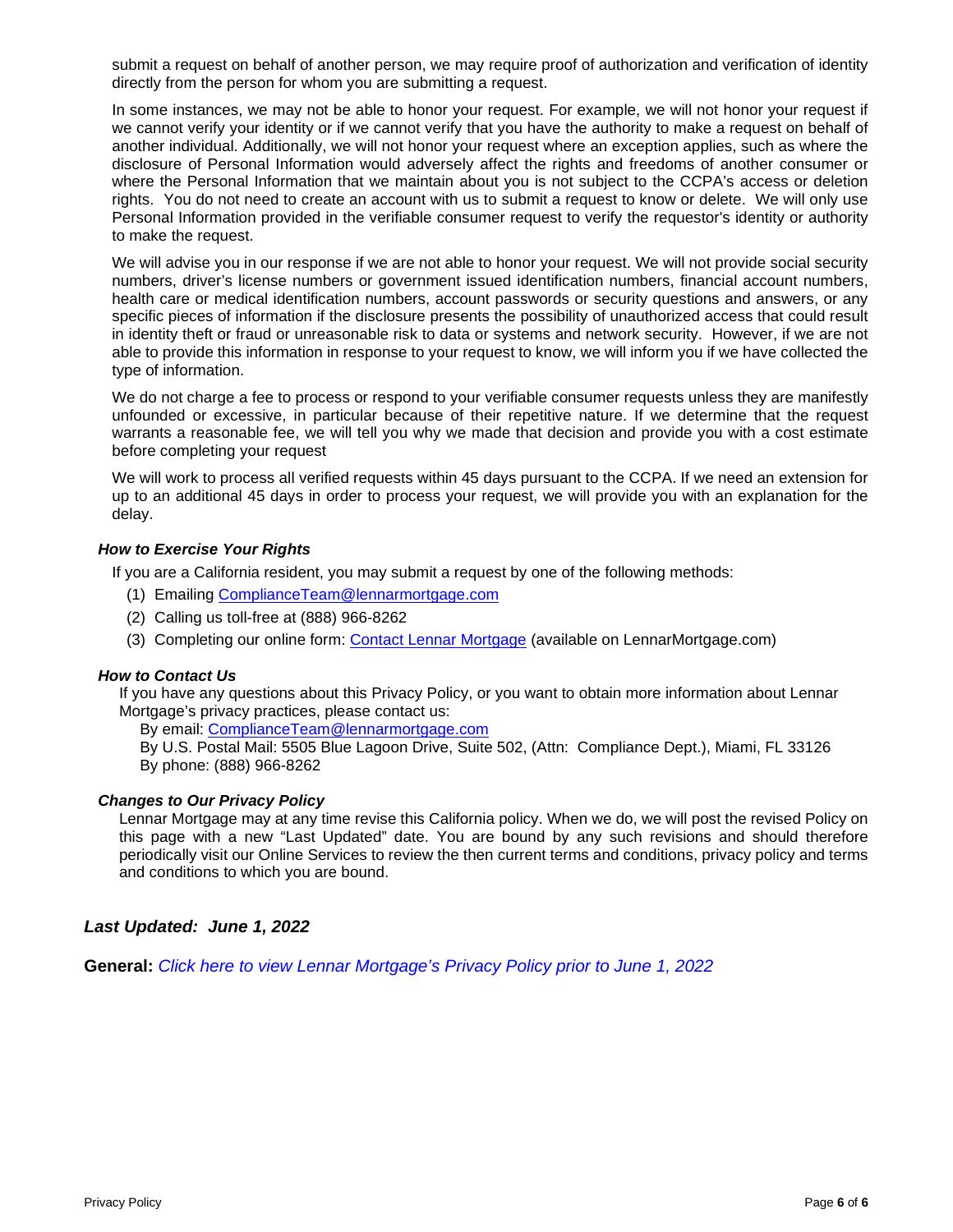submit a request on behalf of another person, we may require proof of authorization and verification of identity directly from the person for whom you are submitting a request.

In some instances, we may not be able to honor your request. For example, we will not honor your request if we cannot verify your identity or if we cannot verify that you have the authority to make a request on behalf of another individual. Additionally, we will not honor your request where an exception applies, such as where the disclosure of Personal Information would adversely affect the rights and freedoms of another consumer or where the Personal Information that we maintain about you is not subject to the CCPA's access or deletion rights. You do not need to create an account with us to submit a request to know or delete. We will only use Personal Information provided in the verifiable consumer request to verify the requestor's identity or authority to make the request.

We will advise you in our response if we are not able to honor your request. We will not provide social security numbers, driver's license numbers or government issued identification numbers, financial account numbers, health care or medical identification numbers, account passwords or security questions and answers, or any specific pieces of information if the disclosure presents the possibility of unauthorized access that could result in identity theft or fraud or unreasonable risk to data or systems and network security. However, if we are not able to provide this information in response to your request to know, we will inform you if we have collected the type of information.

We do not charge a fee to process or respond to your verifiable consumer requests unless they are manifestly unfounded or excessive, in particular because of their repetitive nature. If we determine that the request warrants a reasonable fee, we will tell you why we made that decision and provide you with a cost estimate before completing your request

We will work to process all verified requests within 45 days pursuant to the CCPA. If we need an extension for up to an additional 45 days in order to process your request, we will provide you with an explanation for the delay.

### *How to Exercise Your Rights*

If you are a California resident, you may submit a request by one of the following methods:

(1) Emailing ComplianceTeam@lennarmortgage.com

(2) Calling us toll-free at (888) 966-8262

(3) Completing our online form: Contact Lennar Mortgage (available on LennarMortgage.com)

### *How to Contact Us*

If you have any questions about this Privacy Policy, or you want to obtain more information about Lennar Mortgage's privacy practices, please contact us:

By email: ComplianceTeam@lennarmortgage.com
By U.S. Postal Mail: 5505 Blue Lagoon Drive, Suite 502, (Attn: Compliance Dept.), Miami, FL 33126
By phone: (888) 966-8262

### *Changes to Our Privacy Policy*

Lennar Mortgage may at any time revise this California policy. When we do, we will post the revised Policy on this page with a new "Last Updated" date. You are bound by any such revisions and should therefore periodically visit our Online Services to review the then current terms and conditions, privacy policy and terms and conditions to which you are bound.

***Last Updated: June 1, 2022***

**General:** *Click here to view Lennar Mortgage's Privacy Policy prior to June 1, 2022*